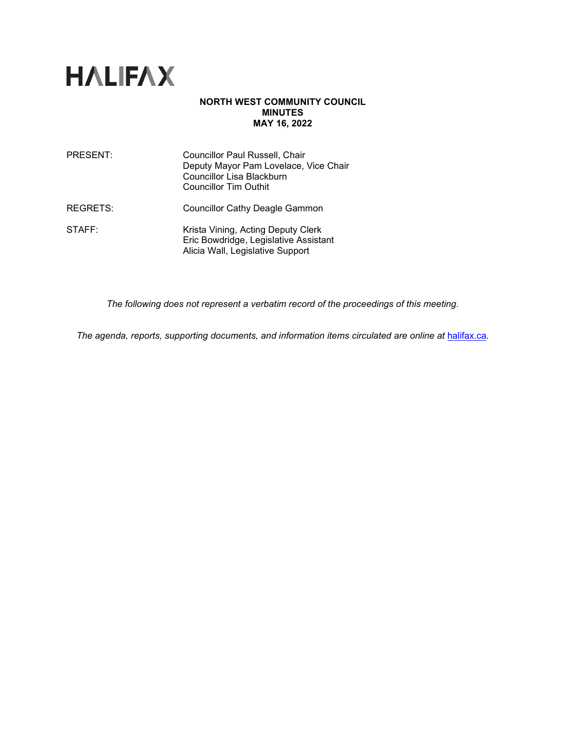# HALIFAX

**NORTH WEST COMMUNITY COUNCIL**
**MINUTES**
**MAY 16, 2022**

| | |
|---|---|
| PRESENT: | Councillor Paul Russell, Chair<br>Deputy Mayor Pam Lovelace, Vice Chair<br>Councillor Lisa Blackburn<br>Councillor Tim Outhit |
| REGRETS: | Councillor Cathy Deagle Gammon |
| STAFF: | Krista Vining, Acting Deputy Clerk<br>Eric Bowdridge, Legislative Assistant<br>Alicia Wall, Legislative Support |

*The following does not represent a verbatim record of the proceedings of this meeting.*

*The agenda, reports, supporting documents, and information items circulated are online at* [halifax.ca](halifax.ca)*.*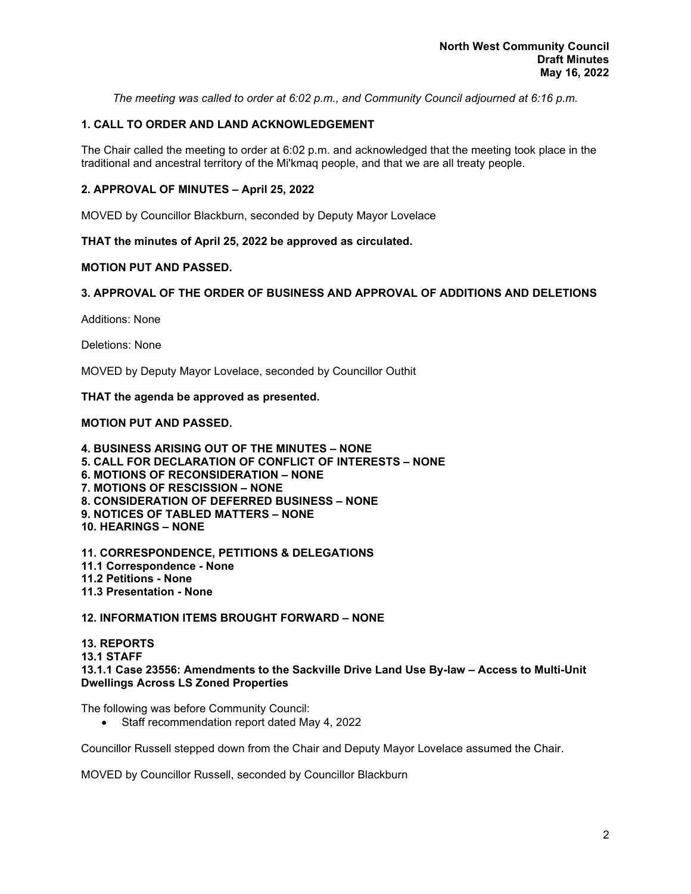*The meeting was called to order at 6:02 p.m., and Community Council adjourned at 6:16 p.m.*

## 1. CALL TO ORDER AND LAND ACKNOWLEDGEMENT

The Chair called the meeting to order at 6:02 p.m. and acknowledged that the meeting took place in the traditional and ancestral territory of the Mi'kmaq people, and that we are all treaty people.

## 2. APPROVAL OF MINUTES – April 25, 2022

MOVED by Councillor Blackburn, seconded by Deputy Mayor Lovelace

**THAT the minutes of April 25, 2022 be approved as circulated.**

**MOTION PUT AND PASSED.**

## 3. APPROVAL OF THE ORDER OF BUSINESS AND APPROVAL OF ADDITIONS AND DELETIONS

Additions: None

Deletions: None

MOVED by Deputy Mayor Lovelace, seconded by Councillor Outhit

**THAT the agenda be approved as presented.**

**MOTION PUT AND PASSED.**

**4. BUSINESS ARISING OUT OF THE MINUTES – NONE**
**5. CALL FOR DECLARATION OF CONFLICT OF INTERESTS – NONE**
**6. MOTIONS OF RECONSIDERATION – NONE**
**7. MOTIONS OF RESCISSION – NONE**
**8. CONSIDERATION OF DEFERRED BUSINESS – NONE**
**9. NOTICES OF TABLED MATTERS – NONE**
**10. HEARINGS – NONE**

## 11. CORRESPONDENCE, PETITIONS & DELEGATIONS

**11.1 Correspondence - None**
**11.2 Petitions - None**
**11.3 Presentation - None**

## 12. INFORMATION ITEMS BROUGHT FORWARD – NONE

## 13. REPORTS

### 13.1 STAFF

#### 13.1.1 Case 23556: Amendments to the Sackville Drive Land Use By-law – Access to Multi-Unit Dwellings Across LS Zoned Properties

The following was before Community Council:

- Staff recommendation report dated May 4, 2022

Councillor Russell stepped down from the Chair and Deputy Mayor Lovelace assumed the Chair.

MOVED by Councillor Russell, seconded by Councillor Blackburn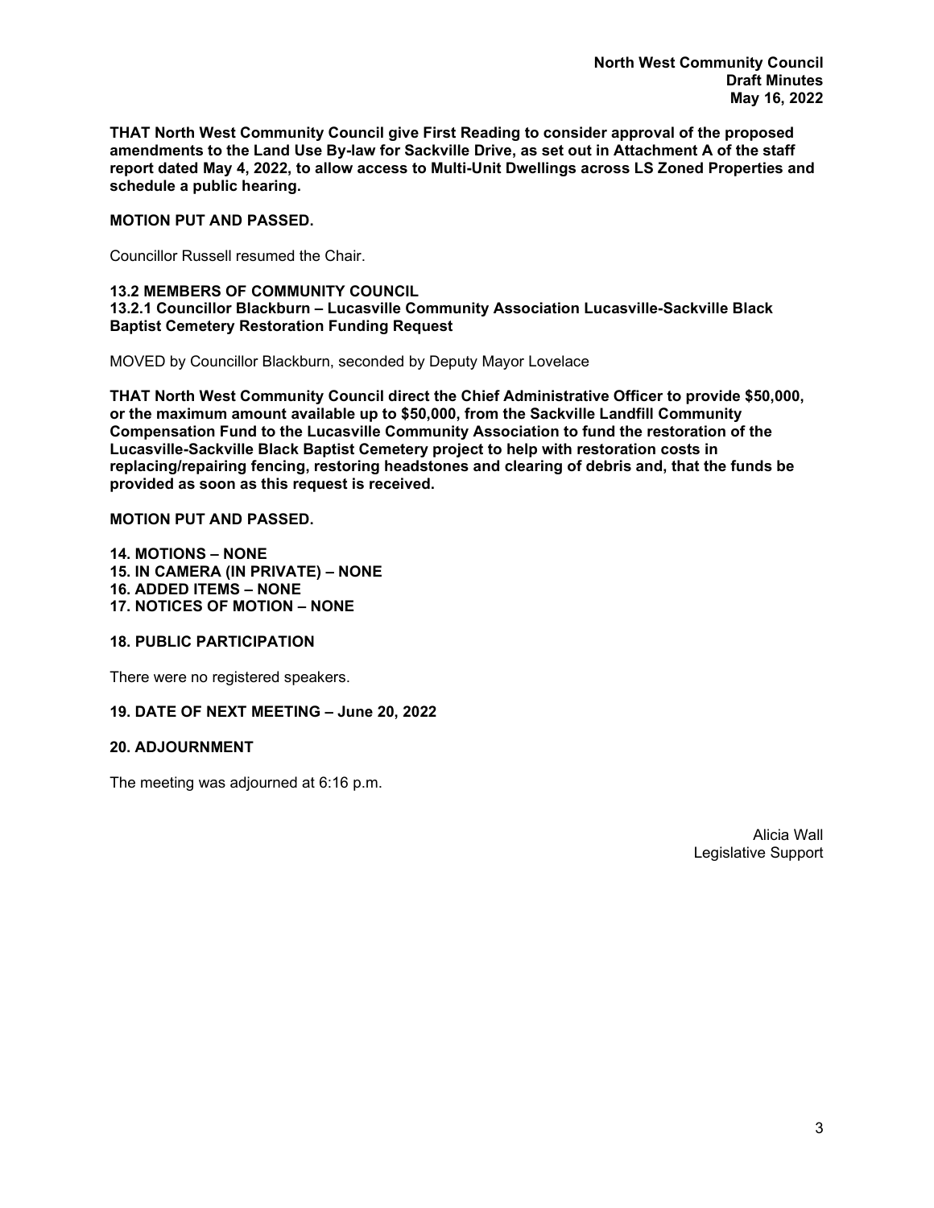**THAT North West Community Council give First Reading to consider approval of the proposed amendments to the Land Use By-law for Sackville Drive, as set out in Attachment A of the staff report dated May 4, 2022, to allow access to Multi-Unit Dwellings across LS Zoned Properties and schedule a public hearing.**

**MOTION PUT AND PASSED.**

Councillor Russell resumed the Chair.

**13.2 MEMBERS OF COMMUNITY COUNCIL**
**13.2.1 Councillor Blackburn – Lucasville Community Association Lucasville-Sackville Black Baptist Cemetery Restoration Funding Request**

MOVED by Councillor Blackburn, seconded by Deputy Mayor Lovelace

**THAT North West Community Council direct the Chief Administrative Officer to provide $50,000, or the maximum amount available up to $50,000, from the Sackville Landfill Community Compensation Fund to the Lucasville Community Association to fund the restoration of the Lucasville-Sackville Black Baptist Cemetery project to help with restoration costs in replacing/repairing fencing, restoring headstones and clearing of debris and, that the funds be provided as soon as this request is received.**

**MOTION PUT AND PASSED.**

**14. MOTIONS – NONE**
**15. IN CAMERA (IN PRIVATE) – NONE**
**16. ADDED ITEMS – NONE**
**17. NOTICES OF MOTION – NONE**

**18. PUBLIC PARTICIPATION**

There were no registered speakers.

**19. DATE OF NEXT MEETING – June 20, 2022**

**20. ADJOURNMENT**

The meeting was adjourned at 6:16 p.m.

Alicia Wall
Legislative Support